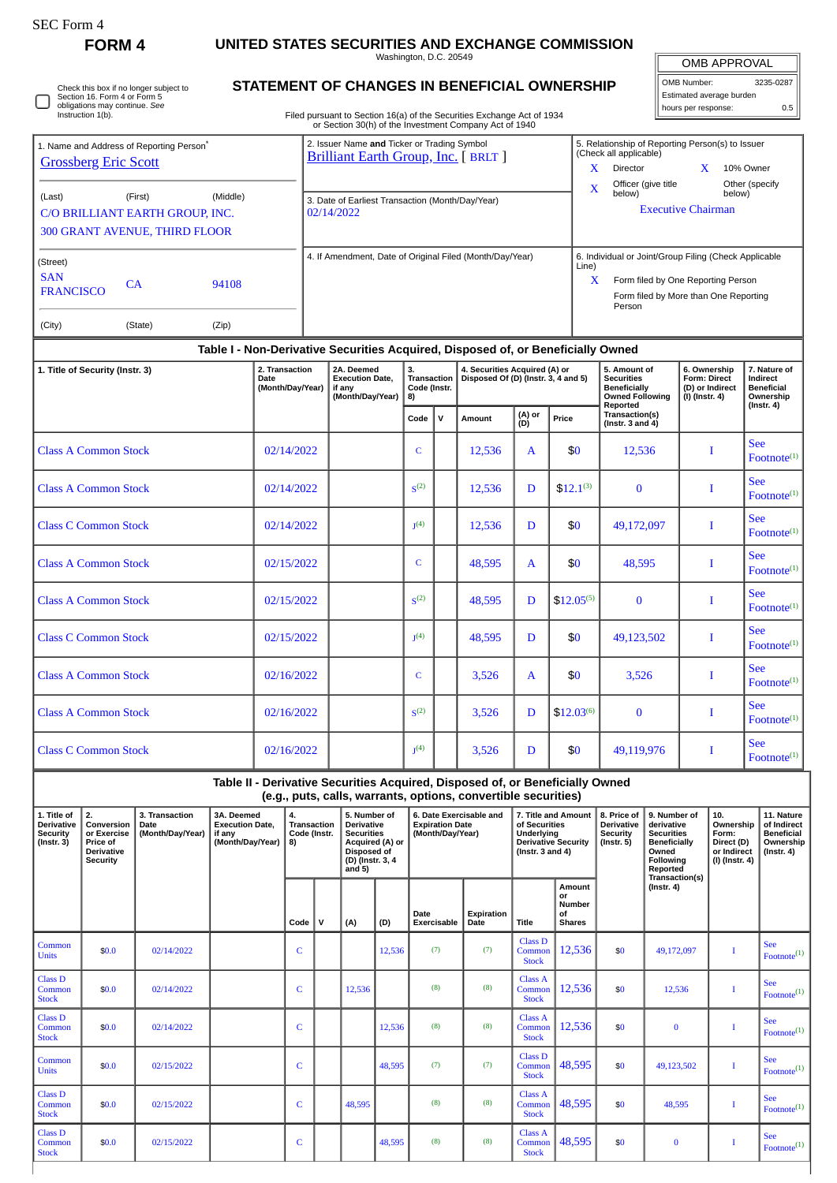SEC Form 4

**FORM 4**

# UNITED STATES SECURITIES AND EXCHANGE COMMISSION

Washington, D.C. 20549

## STATEMENT OF CHANGES IN BENEFICIAL OWNERSHIP

Filed pursuant to Section 16(a) of the Securities Exchange Act of 1934 or Section 30(h) of the Investment Company Act of 1940

| OMB APPROVAL | |
|---|---|
| OMB Number: | 3235-0287 |
| Estimated average burden | |
| hours per response: | 0.5 |

☐ Check this box if no longer subject to Section 16. Form 4 or Form 5 obligations may continue. *See* Instruction 1(b).

1. Name and Address of Reporting Person*

Grossberg Eric Scott

(Last) (First) (Middle)

C/O BRILLIANT EARTH GROUP, INC.
300 GRANT AVENUE, THIRD FLOOR

(Street)

SAN FRANCISCO CA 94108

(City) (State) (Zip)

2. Issuer Name **and** Ticker or Trading Symbol

Brilliant Earth Group, Inc. [ BRLT ]

3. Date of Earliest Transaction (Month/Day/Year)

02/14/2022

4. If Amendment, Date of Original Filed (Month/Day/Year)

5. Relationship of Reporting Person(s) to Issuer (Check all applicable)

X Director X 10% Owner

X Officer (give title below) Other (specify below)

Executive Chairman

6. Individual or Joint/Group Filing (Check Applicable Line)

X Form filed by One Reporting Person

Form filed by More than One Reporting Person

### Table I - Non-Derivative Securities Acquired, Disposed of, or Beneficially Owned

| 1. Title of Security (Instr. 3) | 2. Transaction Date (Month/Day/Year) | 2A. Deemed Execution Date, if any (Month/Day/Year) | 3. Transaction Code (Instr. 8) | | 4. Securities Acquired (A) or Disposed Of (D) (Instr. 3, 4 and 5) | | | 5. Amount of Securities Beneficially Owned Following Reported Transaction(s) (Instr. 3 and 4) | 6. Ownership Form: Direct (D) or Indirect (I) (Instr. 4) | 7. Nature of Indirect Beneficial Ownership (Instr. 4) |
|---|---|---|---|---|---|---|---|---|---|---|
| | | | Code | V | Amount | (A) or (D) | Price | | | |
| Class A Common Stock | 02/14/2022 | | C | | 12,536 | A | $0 | 12,536 | I | See Footnote[1] |
| Class A Common Stock | 02/14/2022 | | S[2] | | 12,536 | D | $12.1[3] | 0 | I | See Footnote[1] |
| Class C Common Stock | 02/14/2022 | | J[4] | | 12,536 | D | $0 | 49,172,097 | I | See Footnote[1] |
| Class A Common Stock | 02/15/2022 | | C | | 48,595 | A | $0 | 48,595 | I | See Footnote[1] |
| Class A Common Stock | 02/15/2022 | | S[2] | | 48,595 | D | $12.05[5] | 0 | I | See Footnote[1] |
| Class C Common Stock | 02/15/2022 | | J[4] | | 48,595 | D | $0 | 49,123,502 | I | See Footnote[1] |
| Class A Common Stock | 02/16/2022 | | C | | 3,526 | A | $0 | 3,526 | I | See Footnote[1] |
| Class A Common Stock | 02/16/2022 | | S[2] | | 3,526 | D | $12.03[6] | 0 | I | See Footnote[1] |
| Class C Common Stock | 02/16/2022 | | J[4] | | 3,526 | D | $0 | 49,119,976 | I | See Footnote[1] |

### Table II - Derivative Securities Acquired, Disposed of, or Beneficially Owned (e.g., puts, calls, warrants, options, convertible securities)

| 1. Title of Derivative Security (Instr. 3) | 2. Conversion or Exercise Price of Derivative Security | 3. Transaction Date (Month/Day/Year) | 3A. Deemed Execution Date, if any (Month/Day/Year) | 4. Transaction Code (Instr. 8) | | 5. Number of Derivative Securities Acquired (A) or Disposed of (D) (Instr. 3, 4 and 5) | | 6. Date Exercisable and Expiration Date (Month/Day/Year) | | 7. Title and Amount of Securities Underlying Derivative Security (Instr. 3 and 4) | | 8. Price of Derivative Security (Instr. 5) | 9. Number of derivative Securities Beneficially Owned Following Reported Transaction(s) (Instr. 4) | 10. Ownership Form: Direct (D) or Indirect (I) (Instr. 4) | 11. Nature of Indirect Beneficial Ownership (Instr. 4) |
|---|---|---|---|---|---|---|---|---|---|---|---|---|---|---|---|
| | | | | Code | V | (A) | (D) | Date Exercisable | Expiration Date | Title | Amount or Number of Shares | | | | |
| Common Units | $0.0 | 02/14/2022 | | C | | | 12,536 | (7) | (7) | Class D Common Stock | 12,536 | $0 | 49,172,097 | I | See Footnote[1] |
| Class D Common Stock | $0.0 | 02/14/2022 | | C | | 12,536 | | (8) | (8) | Class A Common Stock | 12,536 | $0 | 12,536 | I | See Footnote[1] |
| Class D Common Stock | $0.0 | 02/14/2022 | | C | | | 12,536 | (8) | (8) | Class A Common Stock | 12,536 | $0 | 0 | I | See Footnote[1] |
| Common Units | $0.0 | 02/15/2022 | | C | | | 48,595 | (7) | (7) | Class D Common Stock | 48,595 | $0 | 49,123,502 | I | See Footnote[1] |
| Class D Common Stock | $0.0 | 02/15/2022 | | C | | 48,595 | | (8) | (8) | Class A Common Stock | 48,595 | $0 | 48,595 | I | See Footnote[1] |
| Class D Common Stock | $0.0 | 02/15/2022 | | C | | | 48,595 | (8) | (8) | Class A Common Stock | 48,595 | $0 | 0 | I | See Footnote[1] |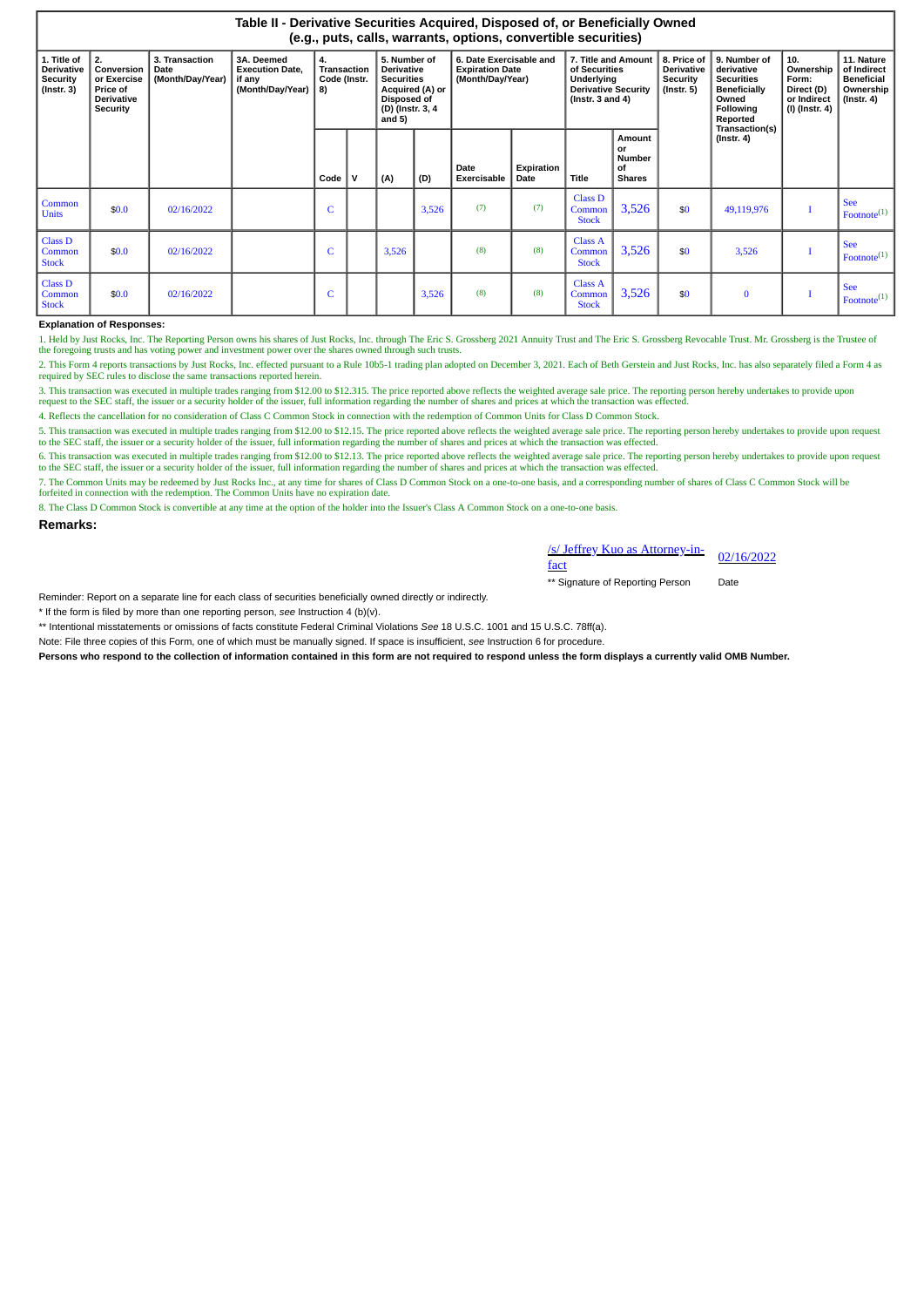# Table II - Derivative Securities Acquired, Disposed of, or Beneficially Owned
## (e.g., puts, calls, warrants, options, convertible securities)

| 1. Title of Derivative Security (Instr. 3) | 2. Conversion or Exercise Price of Derivative Security | 3. Transaction Date (Month/Day/Year) | 3A. Deemed Execution Date, if any (Month/Day/Year) | 4. Transaction Code (Instr. 8) | | 5. Number of Derivative Securities Acquired (A) or Disposed of (D) (Instr. 3, 4 and 5) | | 6. Date Exercisable and Expiration Date (Month/Day/Year) | | 7. Title and Amount of Securities Underlying Derivative Security (Instr. 3 and 4) | | 8. Price of Derivative Security (Instr. 5) | 9. Number of derivative Securities Beneficially Owned Following Reported Transaction(s) (Instr. 4) | 10. Ownership Form: Direct (D) or Indirect (I) (Instr. 4) | 11. Nature of Indirect Beneficial Ownership (Instr. 4) |
|---|---|---|---|---|---|---|---|---|---|---|---|---|---|---|---|
| | | | | Code | V | (A) | (D) | Date Exercisable | Expiration Date | Title | Amount or Number of Shares | | | | |
| Common Units | $0.0 | 02/16/2022 | | C | | | 3,526 | (7) | (7) | Class D Common Stock | 3,526 | $0 | 49,119,976 | I | See Footnote(1) |
| Class D Common Stock | $0.0 | 02/16/2022 | | C | | 3,526 | | (8) | (8) | Class A Common Stock | 3,526 | $0 | 3,526 | I | See Footnote(1) |
| Class D Common Stock | $0.0 | 02/16/2022 | | C | | | 3,526 | (8) | (8) | Class A Common Stock | 3,526 | $0 | 0 | I | See Footnote(1) |

**Explanation of Responses:**

1. Held by Just Rocks, Inc. The Reporting Person owns his shares of Just Rocks, Inc. through The Eric S. Grossberg 2021 Annuity Trust and The Eric S. Grossberg Revocable Trust. Mr. Grossberg is the Trustee of the foregoing trusts and has voting power and investment power over the shares owned through such trusts.

2. This Form 4 reports transactions by Just Rocks, Inc. effected pursuant to a Rule 10b5-1 trading plan adopted on December 3, 2021. Each of Beth Gerstein and Just Rocks, Inc. has also separately filed a Form 4 as required by SEC rules to disclose the same transactions reported herein.

3. This transaction was executed in multiple trades ranging from $12.00 to $12.315. The price reported above reflects the weighted average sale price. The reporting person hereby undertakes to provide upon request to the SEC staff, the issuer or a security holder of the issuer, full information regarding the number of shares and prices at which the transaction was effected.

4. Reflects the cancellation for no consideration of Class C Common Stock in connection with the redemption of Common Units for Class D Common Stock.

5. This transaction was executed in multiple trades ranging from $12.00 to $12.15. The price reported above reflects the weighted average sale price. The reporting person hereby undertakes to provide upon request to the SEC staff, the issuer or a security holder of the issuer, full information regarding the number of shares and prices at which the transaction was effected.

6. This transaction was executed in multiple trades ranging from $12.00 to $12.13. The price reported above reflects the weighted average sale price. The reporting person hereby undertakes to provide upon request to the SEC staff, the issuer or a security holder of the issuer, full information regarding the number of shares and prices at which the transaction was effected.

7. The Common Units may be redeemed by Just Rocks Inc., at any time for shares of Class D Common Stock on a one-to-one basis, and a corresponding number of shares of Class C Common Stock will be forfeited in connection with the redemption. The Common Units have no expiration date.

8. The Class D Common Stock is convertible at any time at the option of the holder into the Issuer's Class A Common Stock on a one-to-one basis.

**Remarks:**

/s/ Jeffrey Kuo as Attorney-in-fact — 02/16/2022

** Signature of Reporting Person — Date

Reminder: Report on a separate line for each class of securities beneficially owned directly or indirectly.

* If the form is filed by more than one reporting person, *see* Instruction 4 (b)(v).

** Intentional misstatements or omissions of facts constitute Federal Criminal Violations *See* 18 U.S.C. 1001 and 15 U.S.C. 78ff(a).

Note: File three copies of this Form, one of which must be manually signed. If space is insufficient, *see* Instruction 6 for procedure.

**Persons who respond to the collection of information contained in this form are not required to respond unless the form displays a currently valid OMB Number.**